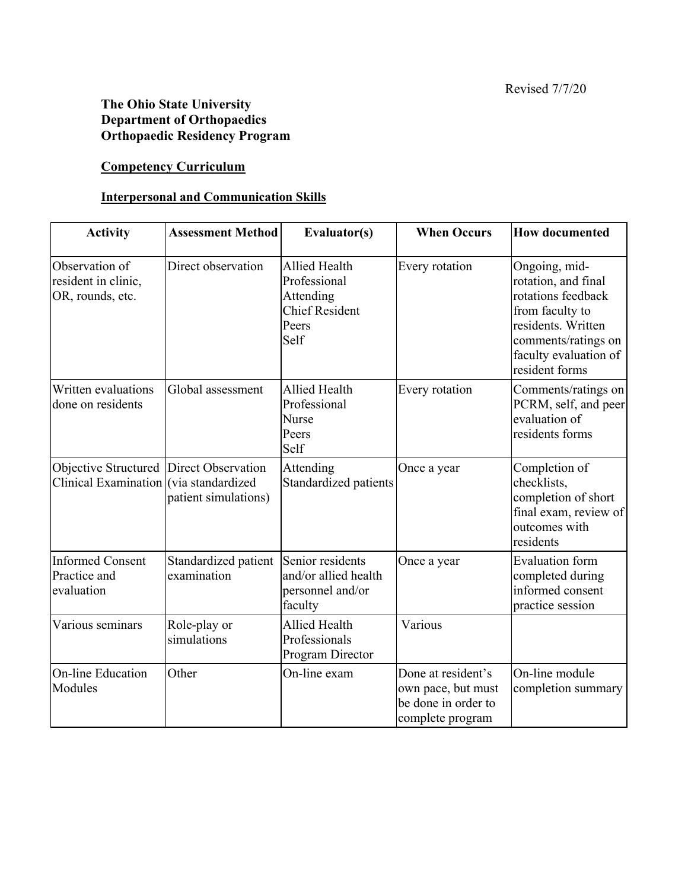Revised 7/7/20

**The Ohio State University**
**Department of Orthopaedics**
**Orthopaedic Residency Program**

## Competency Curriculum

### Interpersonal and Communication Skills

| Activity | Assessment Method | Evaluator(s) | When Occurs | How documented |
|---|---|---|---|---|
| Observation of resident in clinic, OR, rounds, etc. | Direct observation | Allied Health Professional<br>Attending<br>Chief Resident<br>Peers<br>Self | Every rotation | Ongoing, mid-rotation, and final rotations feedback from faculty to residents. Written comments/ratings on faculty evaluation of resident forms |
| Written evaluations done on residents | Global assessment | Allied Health Professional<br>Nurse<br>Peers<br>Self | Every rotation | Comments/ratings on PCRM, self, and peer evaluation of residents forms |
| Objective Structured Clinical Examination | Direct Observation (via standardized patient simulations) | Attending<br>Standardized patients | Once a year | Completion of checklists, completion of short final exam, review of outcomes with residents |
| Informed Consent Practice and evaluation | Standardized patient examination | Senior residents and/or allied health personnel and/or faculty | Once a year | Evaluation form completed during informed consent practice session |
| Various seminars | Role-play or simulations | Allied Health Professionals<br>Program Director | Various | |
| On-line Education Modules | Other | On-line exam | Done at resident's own pace, but must be done in order to complete program | On-line module completion summary |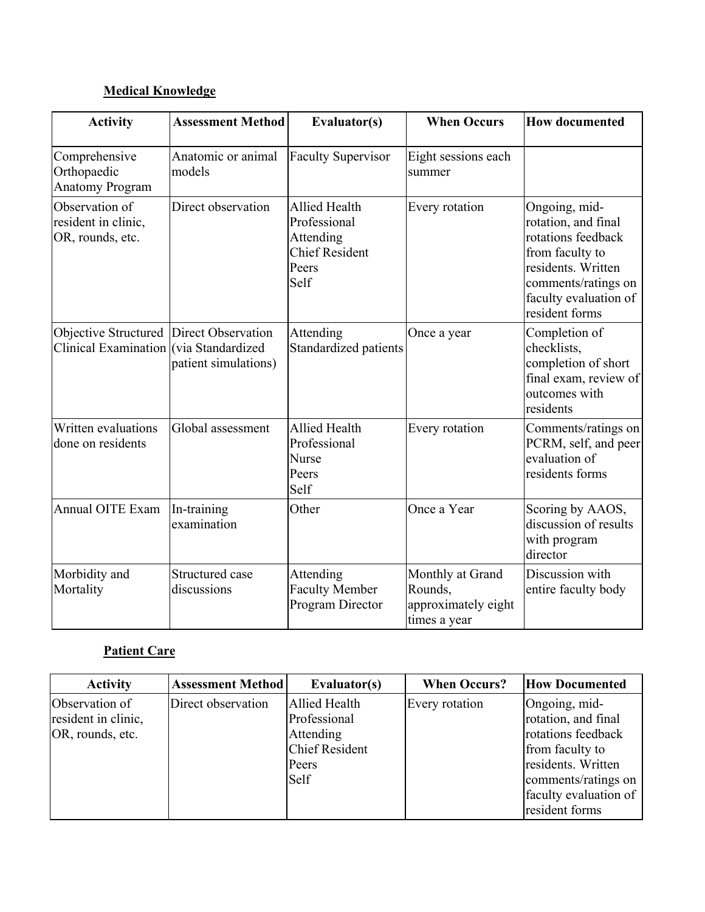**Medical Knowledge**

| Activity | Assessment Method | Evaluator(s) | When Occurs | How documented |
|---|---|---|---|---|
| Comprehensive Orthopaedic Anatomy Program | Anatomic or animal models | Faculty Supervisor | Eight sessions each summer | |
| Observation of resident in clinic, OR, rounds, etc. | Direct observation | Allied Health Professional<br>Attending<br>Chief Resident<br>Peers<br>Self | Every rotation | Ongoing, mid-rotation, and final rotations feedback from faculty to residents. Written comments/ratings on faculty evaluation of resident forms |
| Objective Structured Clinical Examination | Direct Observation (via Standardized patient simulations) | Attending<br>Standardized patients | Once a year | Completion of checklists, completion of short final exam, review of outcomes with residents |
| Written evaluations done on residents | Global assessment | Allied Health Professional<br>Nurse<br>Peers<br>Self | Every rotation | Comments/ratings on PCRM, self, and peer evaluation of residents forms |
| Annual OITE Exam | In-training examination | Other | Once a Year | Scoring by AAOS, discussion of results with program director |
| Morbidity and Mortality | Structured case discussions | Attending<br>Faculty Member<br>Program Director | Monthly at Grand Rounds, approximately eight times a year | Discussion with entire faculty body |

**Patient Care**

| Activity | Assessment Method | Evaluator(s) | When Occurs? | How Documented |
|---|---|---|---|---|
| Observation of resident in clinic, OR, rounds, etc. | Direct observation | Allied Health Professional<br>Attending<br>Chief Resident<br>Peers<br>Self | Every rotation | Ongoing, mid-rotation, and final rotations feedback from faculty to residents. Written comments/ratings on faculty evaluation of resident forms |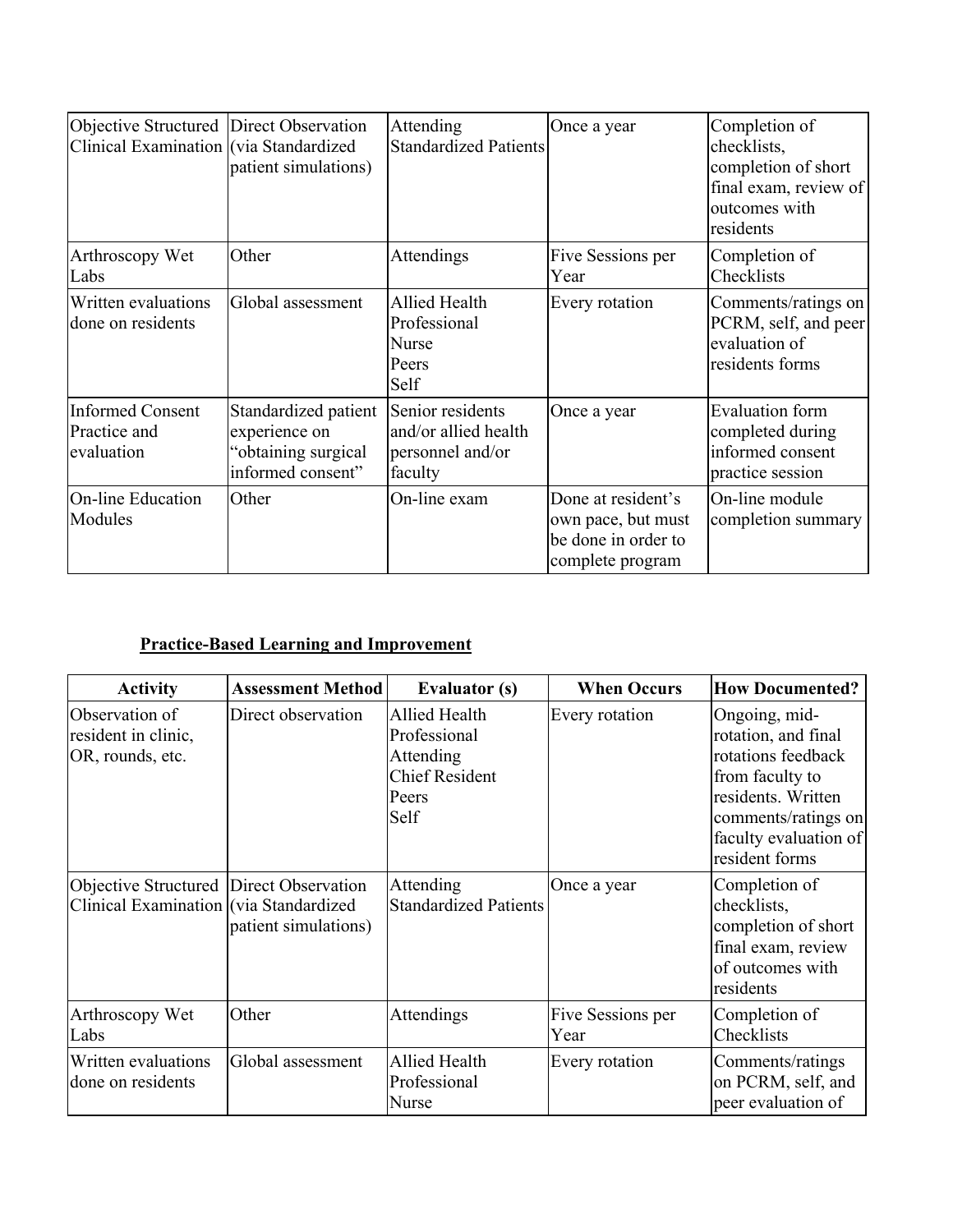| | | | | |
|---|---|---|---|---|
| Objective Structured Clinical Examination | Direct Observation (via Standardized patient simulations) | Attending Standardized Patients | Once a year | Completion of checklists, completion of short final exam, review of outcomes with residents |
| Arthroscopy Wet Labs | Other | Attendings | Five Sessions per Year | Completion of Checklists |
| Written evaluations done on residents | Global assessment | Allied Health Professional Nurse Peers Self | Every rotation | Comments/ratings on PCRM, self, and peer evaluation of residents forms |
| Informed Consent Practice and evaluation | Standardized patient experience on "obtaining surgical informed consent" | Senior residents and/or allied health personnel and/or faculty | Once a year | Evaluation form completed during informed consent practice session |
| On-line Education Modules | Other | On-line exam | Done at resident's own pace, but must be done in order to complete program | On-line module completion summary |

**Practice-Based Learning and Improvement**

| Activity | Assessment Method | Evaluator (s) | When Occurs | How Documented? |
|---|---|---|---|---|
| Observation of resident in clinic, OR, rounds, etc. | Direct observation | Allied Health Professional Attending Chief Resident Peers Self | Every rotation | Ongoing, mid-rotation, and final rotations feedback from faculty to residents. Written comments/ratings on faculty evaluation of resident forms |
| Objective Structured Clinical Examination | Direct Observation (via Standardized patient simulations) | Attending Standardized Patients | Once a year | Completion of checklists, completion of short final exam, review of outcomes with residents |
| Arthroscopy Wet Labs | Other | Attendings | Five Sessions per Year | Completion of Checklists |
| Written evaluations done on residents | Global assessment | Allied Health Professional Nurse | Every rotation | Comments/ratings on PCRM, self, and peer evaluation of |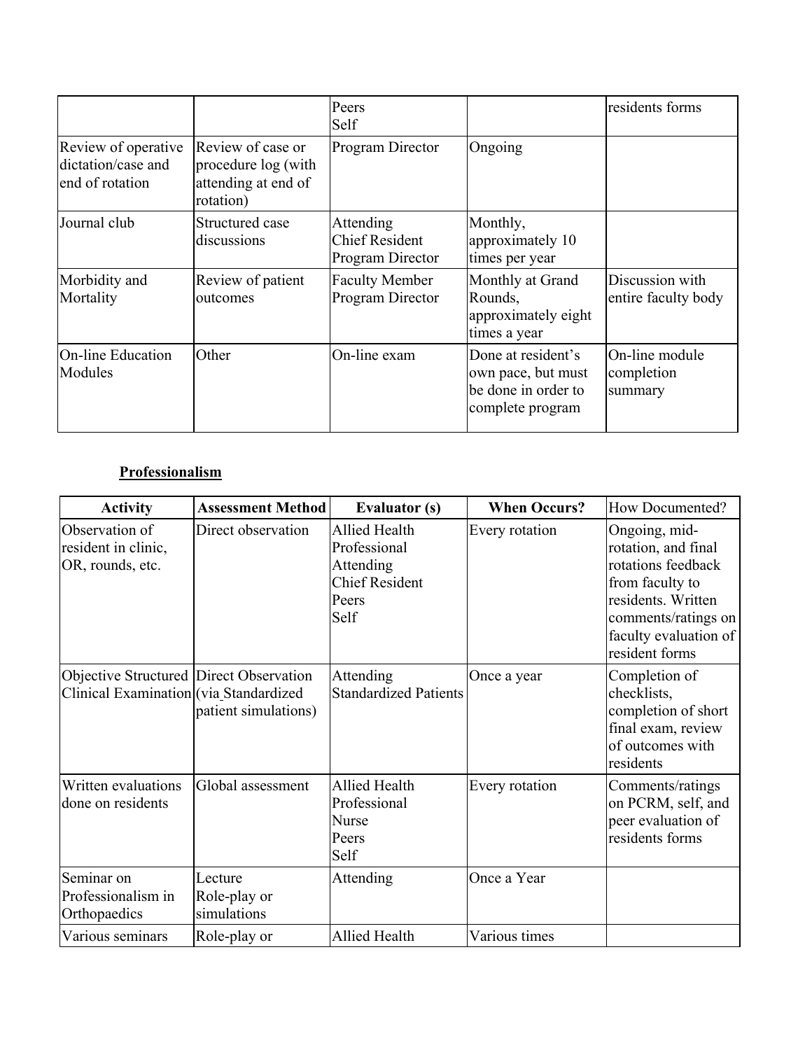| | | Peers<br>Self | | residents forms |
|---|---|---|---|---|
| Review of operative dictation/case and end of rotation | Review of case or procedure log (with attending at end of rotation) | Program Director | Ongoing | |
| Journal club | Structured case discussions | Attending<br>Chief Resident<br>Program Director | Monthly, approximately 10 times per year | |
| Morbidity and Mortality | Review of patient outcomes | Faculty Member<br>Program Director | Monthly at Grand Rounds, approximately eight times a year | Discussion with entire faculty body |
| On-line Education Modules | Other | On-line exam | Done at resident's own pace, but must be done in order to complete program | On-line module completion summary |

**Professionalism**

| Activity | Assessment Method | Evaluator (s) | When Occurs? | How Documented? |
|---|---|---|---|---|
| Observation of resident in clinic, OR, rounds, etc. | Direct observation | Allied Health Professional<br>Attending<br>Chief Resident<br>Peers<br>Self | Every rotation | Ongoing, mid-rotation, and final rotations feedback from faculty to residents. Written comments/ratings on faculty evaluation of resident forms |
| Objective Structured Clinical Examination | Direct Observation (via Standardized patient simulations) | Attending<br>Standardized Patients | Once a year | Completion of checklists, completion of short final exam, review of outcomes with residents |
| Written evaluations done on residents | Global assessment | Allied Health Professional<br>Nurse<br>Peers<br>Self | Every rotation | Comments/ratings on PCRM, self, and peer evaluation of residents forms |
| Seminar on Professionalism in Orthopaedics | Lecture<br>Role-play or simulations | Attending | Once a Year | |
| Various seminars | Role-play or | Allied Health | Various times | |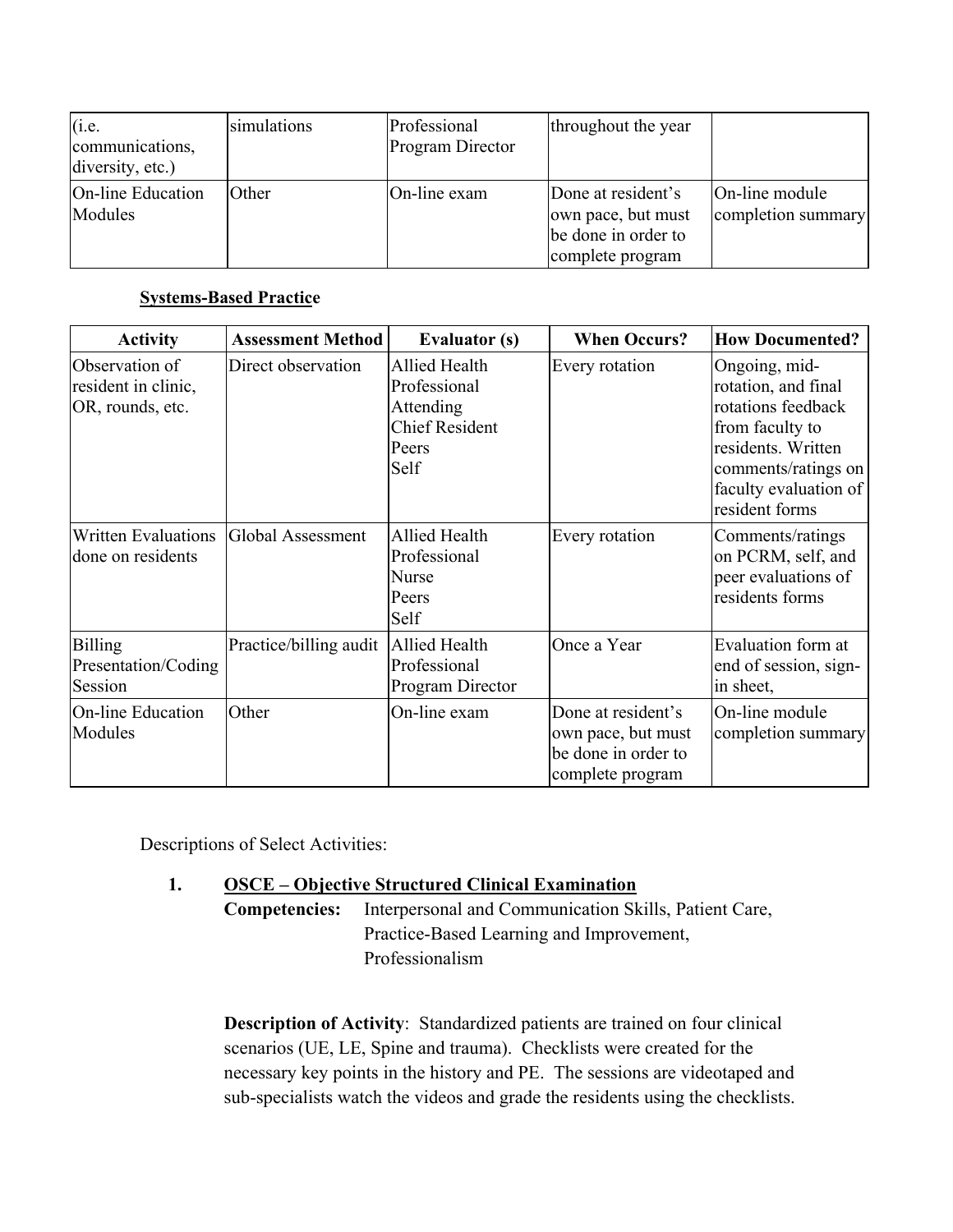| | | | | |
|---|---|---|---|---|
| (i.e. communications, diversity, etc.) | simulations | Professional Program Director | throughout the year | |
| On-line Education Modules | Other | On-line exam | Done at resident's own pace, but must be done in order to complete program | On-line module completion summary |

**Systems-Based Practice**

| Activity | Assessment Method | Evaluator (s) | When Occurs? | How Documented? |
|---|---|---|---|---|
| Observation of resident in clinic, OR, rounds, etc. | Direct observation | Allied Health Professional<br>Attending<br>Chief Resident<br>Peers<br>Self | Every rotation | Ongoing, mid-rotation, and final rotations feedback from faculty to residents. Written comments/ratings on faculty evaluation of resident forms |
| Written Evaluations done on residents | Global Assessment | Allied Health Professional<br>Nurse<br>Peers<br>Self | Every rotation | Comments/ratings on PCRM, self, and peer evaluations of residents forms |
| Billing Presentation/Coding Session | Practice/billing audit | Allied Health Professional<br>Program Director | Once a Year | Evaluation form at end of session, sign-in sheet, |
| On-line Education Modules | Other | On-line exam | Done at resident's own pace, but must be done in order to complete program | On-line module completion summary |

Descriptions of Select Activities:

1. **OSCE – Objective Structured Clinical Examination**

   **Competencies:** Interpersonal and Communication Skills, Patient Care, Practice-Based Learning and Improvement, Professionalism

   **Description of Activity**: Standardized patients are trained on four clinical scenarios (UE, LE, Spine and trauma). Checklists were created for the necessary key points in the history and PE. The sessions are videotaped and sub-specialists watch the videos and grade the residents using the checklists.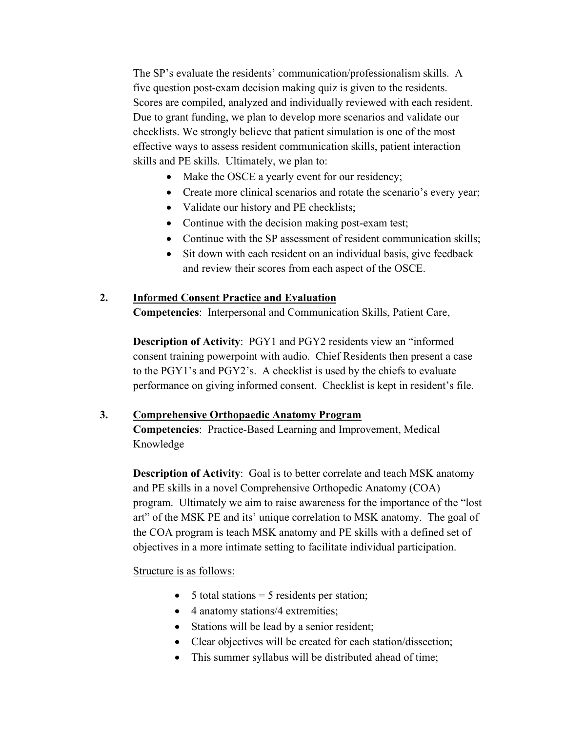The SP's evaluate the residents' communication/professionalism skills. A five question post-exam decision making quiz is given to the residents. Scores are compiled, analyzed and individually reviewed with each resident. Due to grant funding, we plan to develop more scenarios and validate our checklists. We strongly believe that patient simulation is one of the most effective ways to assess resident communication skills, patient interaction skills and PE skills. Ultimately, we plan to:

- Make the OSCE a yearly event for our residency;
- Create more clinical scenarios and rotate the scenario's every year;
- Validate our history and PE checklists;
- Continue with the decision making post-exam test;
- Continue with the SP assessment of resident communication skills;
- Sit down with each resident on an individual basis, give feedback and review their scores from each aspect of the OSCE.

**2. <u>Informed Consent Practice and Evaluation</u>**

**Competencies**: Interpersonal and Communication Skills, Patient Care,

**Description of Activity**: PGY1 and PGY2 residents view an "informed consent training powerpoint with audio. Chief Residents then present a case to the PGY1's and PGY2's. A checklist is used by the chiefs to evaluate performance on giving informed consent. Checklist is kept in resident's file.

**3. <u>Comprehensive Orthopaedic Anatomy Program</u>**

**Competencies**: Practice-Based Learning and Improvement, Medical Knowledge

**Description of Activity**: Goal is to better correlate and teach MSK anatomy and PE skills in a novel Comprehensive Orthopedic Anatomy (COA) program. Ultimately we aim to raise awareness for the importance of the "lost art" of the MSK PE and its' unique correlation to MSK anatomy. The goal of the COA program is teach MSK anatomy and PE skills with a defined set of objectives in a more intimate setting to facilitate individual participation.

<u>Structure is as follows:</u>

- 5 total stations = 5 residents per station;
- 4 anatomy stations/4 extremities;
- Stations will be lead by a senior resident;
- Clear objectives will be created for each station/dissection;
- This summer syllabus will be distributed ahead of time;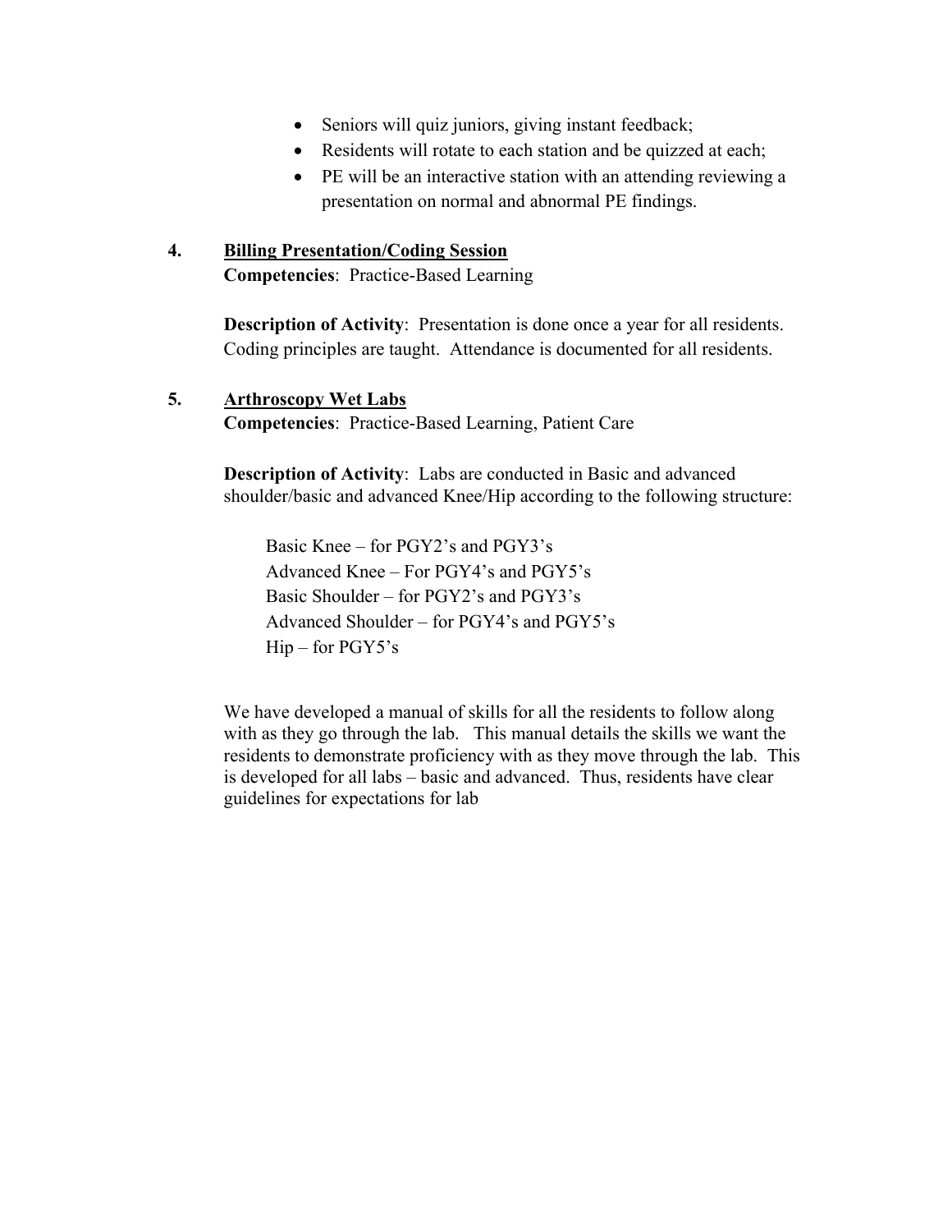- Seniors will quiz juniors, giving instant feedback;
- Residents will rotate to each station and be quizzed at each;
- PE will be an interactive station with an attending reviewing a presentation on normal and abnormal PE findings.

**4. <u>Billing Presentation/Coding Session</u>**

**Competencies**: Practice-Based Learning

**Description of Activity**: Presentation is done once a year for all residents. Coding principles are taught. Attendance is documented for all residents.

**5. <u>Arthroscopy Wet Labs</u>**

**Competencies**: Practice-Based Learning, Patient Care

**Description of Activity**: Labs are conducted in Basic and advanced shoulder/basic and advanced Knee/Hip according to the following structure:

Basic Knee – for PGY2's and PGY3's
Advanced Knee – For PGY4's and PGY5's
Basic Shoulder – for PGY2's and PGY3's
Advanced Shoulder – for PGY4's and PGY5's
Hip – for PGY5's

We have developed a manual of skills for all the residents to follow along with as they go through the lab. This manual details the skills we want the residents to demonstrate proficiency with as they move through the lab. This is developed for all labs – basic and advanced. Thus, residents have clear guidelines for expectations for lab